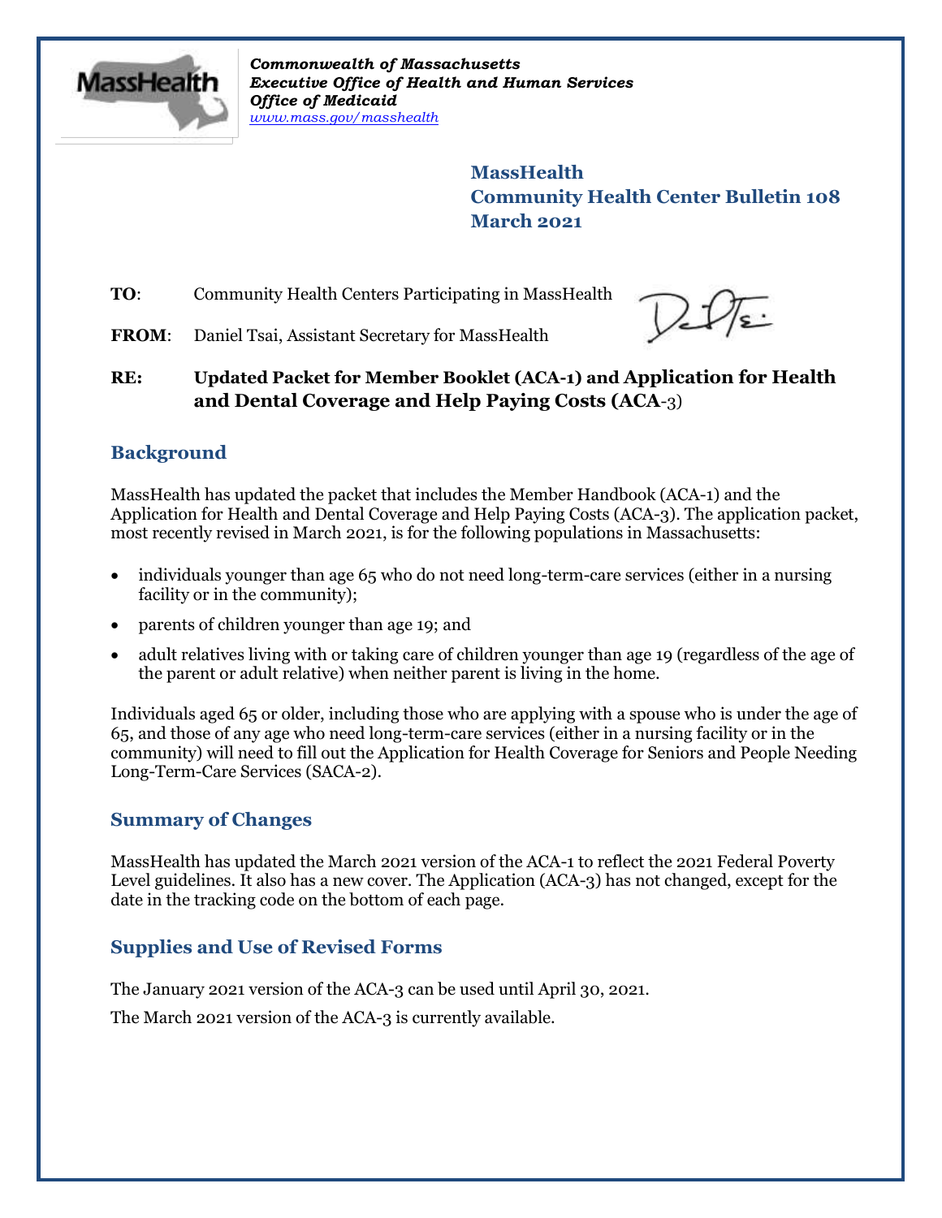*Commonwealth of Massachusetts*
*Executive Office of Health and Human Services*
*Office of Medicaid*
*www.mass.gov/masshealth*

**MassHealth**
**Community Health Center Bulletin 108**
**March 2021**

**TO**: Community Health Centers Participating in MassHealth

**FROM**: Daniel Tsai, Assistant Secretary for MassHealth

**RE: Updated Packet for Member Booklet (ACA-1) and Application for Health and Dental Coverage and Help Paying Costs (ACA-3)**

## Background

MassHealth has updated the packet that includes the Member Handbook (ACA-1) and the Application for Health and Dental Coverage and Help Paying Costs (ACA-3). The application packet, most recently revised in March 2021, is for the following populations in Massachusetts:

- individuals younger than age 65 who do not need long-term-care services (either in a nursing facility or in the community);
- parents of children younger than age 19; and
- adult relatives living with or taking care of children younger than age 19 (regardless of the age of the parent or adult relative) when neither parent is living in the home.

Individuals aged 65 or older, including those who are applying with a spouse who is under the age of 65, and those of any age who need long-term-care services (either in a nursing facility or in the community) will need to fill out the Application for Health Coverage for Seniors and People Needing Long-Term-Care Services (SACA-2).

## Summary of Changes

MassHealth has updated the March 2021 version of the ACA-1 to reflect the 2021 Federal Poverty Level guidelines. It also has a new cover. The Application (ACA-3) has not changed, except for the date in the tracking code on the bottom of each page.

## Supplies and Use of Revised Forms

The January 2021 version of the ACA-3 can be used until April 30, 2021.

The March 2021 version of the ACA-3 is currently available.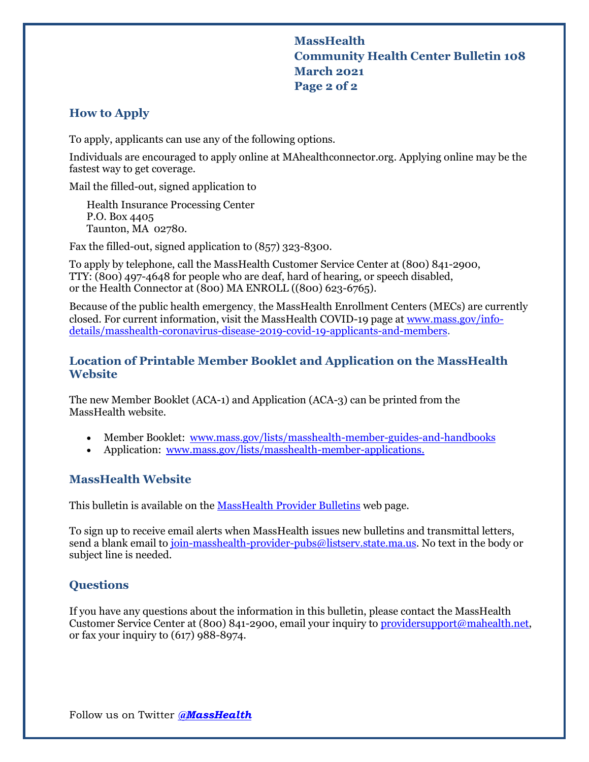## How to Apply

To apply, applicants can use any of the following options.

Individuals are encouraged to apply online at MAhealthconnector.org. Applying online may be the fastest way to get coverage.

Mail the filled-out, signed application to

Health Insurance Processing Center
P.O. Box 4405
Taunton, MA 02780.

Fax the filled-out, signed application to (857) 323-8300.

To apply by telephone, call the MassHealth Customer Service Center at (800) 841-2900, TTY: (800) 497-4648 for people who are deaf, hard of hearing, or speech disabled, or the Health Connector at (800) MA ENROLL ((800) 623-6765).

Because of the public health emergency, the MassHealth Enrollment Centers (MECs) are currently closed. For current information, visit the MassHealth COVID-19 page at www.mass.gov/info-details/masshealth-coronavirus-disease-2019-covid-19-applicants-and-members.

## Location of Printable Member Booklet and Application on the MassHealth Website

The new Member Booklet (ACA-1) and Application (ACA-3) can be printed from the MassHealth website.

- Member Booklet: www.mass.gov/lists/masshealth-member-guides-and-handbooks
- Application: www.mass.gov/lists/masshealth-member-applications.

## MassHealth Website

This bulletin is available on the MassHealth Provider Bulletins web page.

To sign up to receive email alerts when MassHealth issues new bulletins and transmittal letters, send a blank email to join-masshealth-provider-pubs@listserv.state.ma.us. No text in the body or subject line is needed.

## Questions

If you have any questions about the information in this bulletin, please contact the MassHealth Customer Service Center at (800) 841-2900, email your inquiry to providersupport@mahealth.net, or fax your inquiry to (617) 988-8974.

Follow us on Twitter ***@MassHealth***